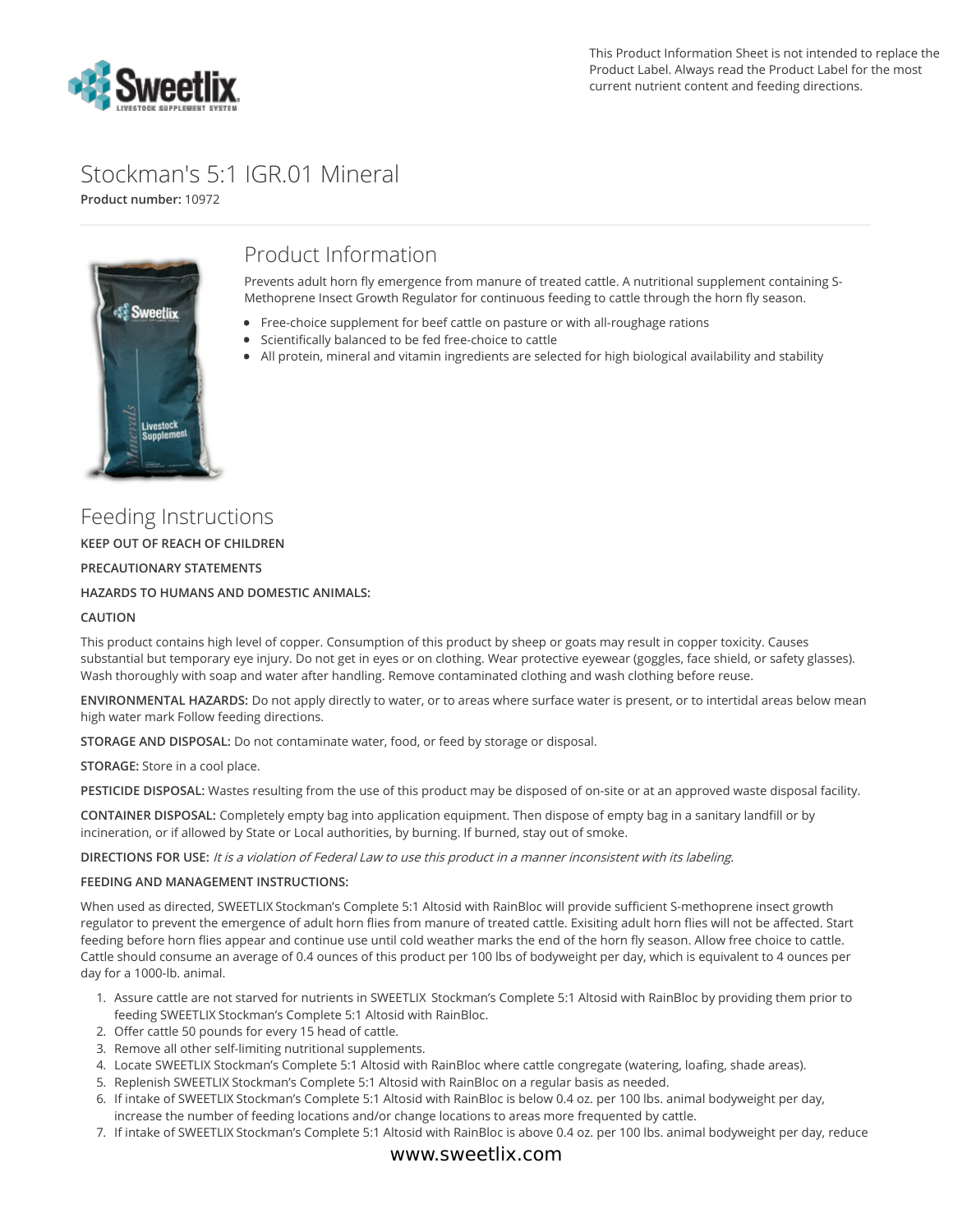This Product Information Sheet is not intended to replace the Product Label. Always read the Product Label for the most current nutrient content and feeding directions.

# Stockman's 5:1 IGR.01 Mineral

**Product number:** 10972

## Product Information

Prevents adult horn fly emergence from manure of treated cattle. A nutritional supplement containing S-Methoprene Insect Growth Regulator for continuous feeding to cattle through the horn fly season.

- Free-choice supplement for beef cattle on pasture or with all-roughage rations
- Scientifically balanced to be fed free-choice to cattle
- All protein, mineral and vitamin ingredients are selected for high biological availability and stability

## Feeding Instructions

**KEEP OUT OF REACH OF CHILDREN**

**PRECAUTIONARY STATEMENTS**

**HAZARDS TO HUMANS AND DOMESTIC ANIMALS:**

**CAUTION**

This product contains high level of copper. Consumption of this product by sheep or goats may result in copper toxicity. Causes substantial but temporary eye injury. Do not get in eyes or on clothing. Wear protective eyewear (goggles, face shield, or safety glasses). Wash thoroughly with soap and water after handling. Remove contaminated clothing and wash clothing before reuse.

**ENVIRONMENTAL HAZARDS:** Do not apply directly to water, or to areas where surface water is present, or to intertidal areas below mean high water mark Follow feeding directions.

**STORAGE AND DISPOSAL:** Do not contaminate water, food, or feed by storage or disposal.

**STORAGE:** Store in a cool place.

**PESTICIDE DISPOSAL:** Wastes resulting from the use of this product may be disposed of on-site or at an approved waste disposal facility.

**CONTAINER DISPOSAL:** Completely empty bag into application equipment. Then dispose of empty bag in a sanitary landfill or by incineration, or if allowed by State or Local authorities, by burning. If burned, stay out of smoke.

**DIRECTIONS FOR USE:** *It is a violation of Federal Law to use this product in a manner inconsistent with its labeling.*

**FEEDING AND MANAGEMENT INSTRUCTIONS:**

When used as directed, SWEETLIX Stockman's Complete 5:1 Altosid with RainBloc will provide sufficient S-methoprene insect growth regulator to prevent the emergence of adult horn flies from manure of treated cattle. Exisiting adult horn flies will not be affected. Start feeding before horn flies appear and continue use until cold weather marks the end of the horn fly season. Allow free choice to cattle. Cattle should consume an average of 0.4 ounces of this product per 100 lbs of bodyweight per day, which is equivalent to 4 ounces per day for a 1000-lb. animal.

1. Assure cattle are not starved for nutrients in SWEETLIX Stockman's Complete 5:1 Altosid with RainBloc by providing them prior to feeding SWEETLIX Stockman's Complete 5:1 Altosid with RainBloc.
2. Offer cattle 50 pounds for every 15 head of cattle.
3. Remove all other self-limiting nutritional supplements.
4. Locate SWEETLIX Stockman's Complete 5:1 Altosid with RainBloc where cattle congregate (watering, loafing, shade areas).
5. Replenish SWEETLIX Stockman's Complete 5:1 Altosid with RainBloc on a regular basis as needed.
6. If intake of SWEETLIX Stockman's Complete 5:1 Altosid with RainBloc is below 0.4 oz. per 100 lbs. animal bodyweight per day, increase the number of feeding locations and/or change locations to areas more frequented by cattle.
7. If intake of SWEETLIX Stockman's Complete 5:1 Altosid with RainBloc is above 0.4 oz. per 100 lbs. animal bodyweight per day, reduce

www.sweetlix.com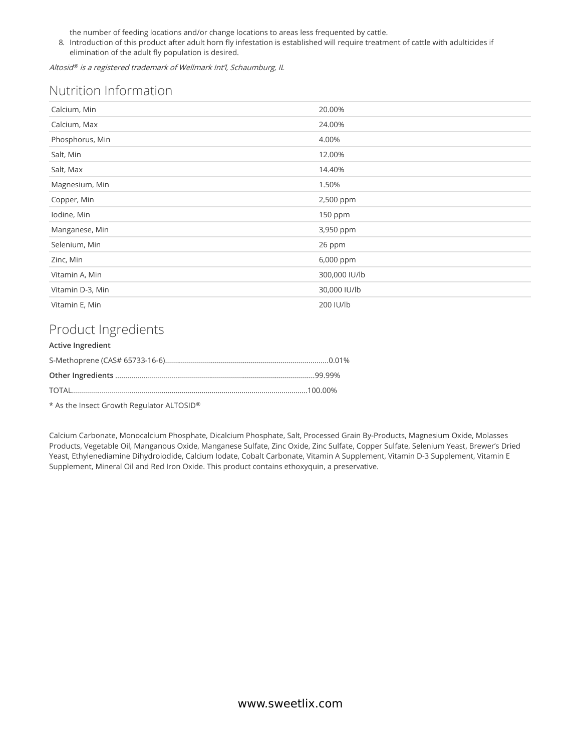the number of feeding locations and/or change locations to areas less frequented by cattle.

8. Introduction of this product after adult horn fly infestation is established will require treatment of cattle with adulticides if elimination of the adult fly population is desired.

*Altosid® is a registered trademark of Wellmark Int'l, Schaumburg, IL*

## Nutrition Information

| | |
|---|---|
| Calcium, Min | 20.00% |
| Calcium, Max | 24.00% |
| Phosphorus, Min | 4.00% |
| Salt, Min | 12.00% |
| Salt, Max | 14.40% |
| Magnesium, Min | 1.50% |
| Copper, Min | 2,500 ppm |
| Iodine, Min | 150 ppm |
| Manganese, Min | 3,950 ppm |
| Selenium, Min | 26 ppm |
| Zinc, Min | 6,000 ppm |
| Vitamin A, Min | 300,000 IU/lb |
| Vitamin D-3, Min | 30,000 IU/lb |
| Vitamin E, Min | 200 IU/lb |

## Product Ingredients

**Active Ingredient**

S-Methoprene (CAS# 65733-16-6)..................................................................................0.01%

**Other Ingredients** ....................................................................................................99.99%

TOTAL......................................................................................................................100.00%

* As the Insect Growth Regulator ALTOSID®

Calcium Carbonate, Monocalcium Phosphate, Dicalcium Phosphate, Salt, Processed Grain By-Products, Magnesium Oxide, Molasses Products, Vegetable Oil, Manganous Oxide, Manganese Sulfate, Zinc Oxide, Zinc Sulfate, Copper Sulfate, Selenium Yeast, Brewer's Dried Yeast, Ethylenediamine Dihydroiodide, Calcium Iodate, Cobalt Carbonate, Vitamin A Supplement, Vitamin D-3 Supplement, Vitamin E Supplement, Mineral Oil and Red Iron Oxide. This product contains ethoxyquin, a preservative.